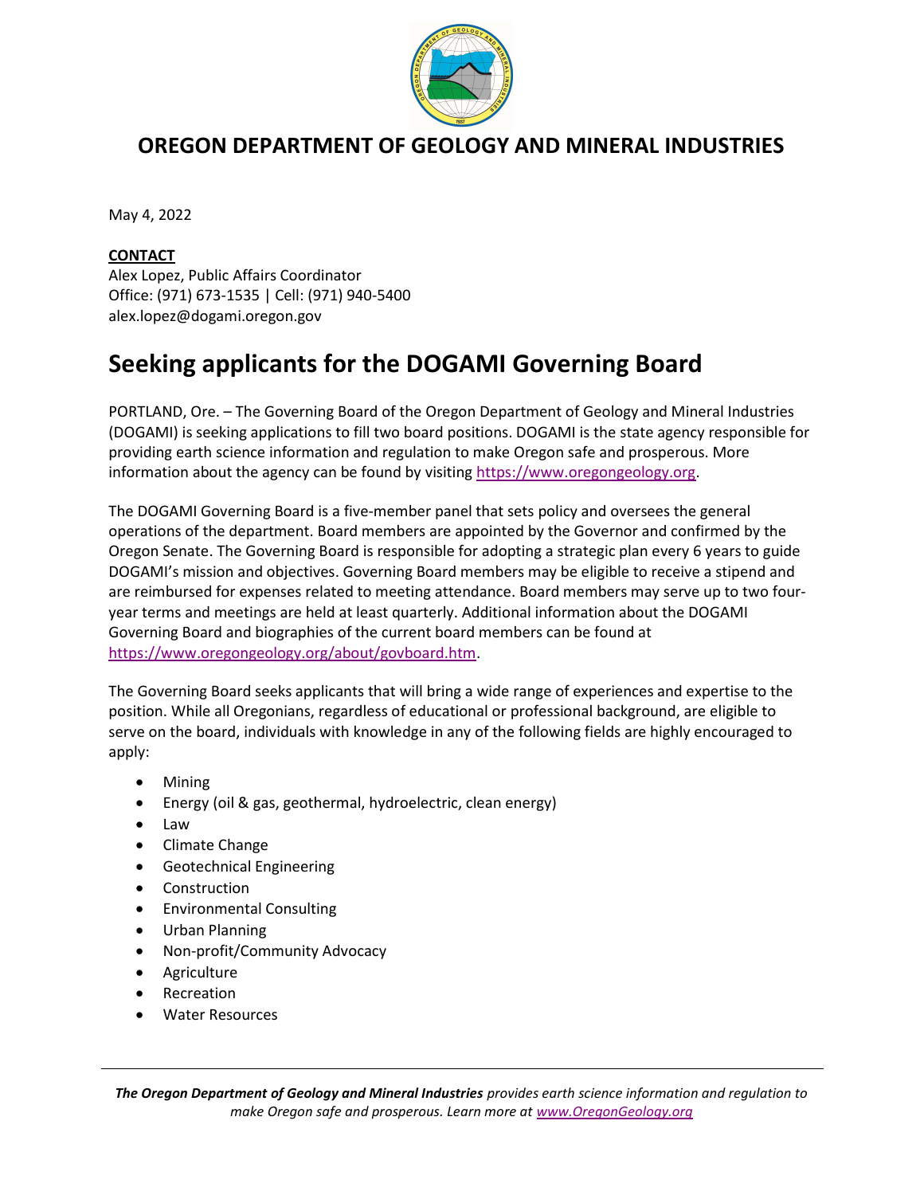# OREGON DEPARTMENT OF GEOLOGY AND MINERAL INDUSTRIES

May 4, 2022

**CONTACT**
Alex Lopez, Public Affairs Coordinator
Office: (971) 673-1535 | Cell: (971) 940-5400
alex.lopez@dogami.oregon.gov

# Seeking applicants for the DOGAMI Governing Board

PORTLAND, Ore. – The Governing Board of the Oregon Department of Geology and Mineral Industries (DOGAMI) is seeking applications to fill two board positions. DOGAMI is the state agency responsible for providing earth science information and regulation to make Oregon safe and prosperous. More information about the agency can be found by visiting https://www.oregongeology.org.

The DOGAMI Governing Board is a five-member panel that sets policy and oversees the general operations of the department. Board members are appointed by the Governor and confirmed by the Oregon Senate. The Governing Board is responsible for adopting a strategic plan every 6 years to guide DOGAMI's mission and objectives. Governing Board members may be eligible to receive a stipend and are reimbursed for expenses related to meeting attendance. Board members may serve up to two four-year terms and meetings are held at least quarterly. Additional information about the DOGAMI Governing Board and biographies of the current board members can be found at https://www.oregongeology.org/about/govboard.htm.

The Governing Board seeks applicants that will bring a wide range of experiences and expertise to the position. While all Oregonians, regardless of educational or professional background, are eligible to serve on the board, individuals with knowledge in any of the following fields are highly encouraged to apply:

- Mining
- Energy (oil & gas, geothermal, hydroelectric, clean energy)
- Law
- Climate Change
- Geotechnical Engineering
- Construction
- Environmental Consulting
- Urban Planning
- Non-profit/Community Advocacy
- Agriculture
- Recreation
- Water Resources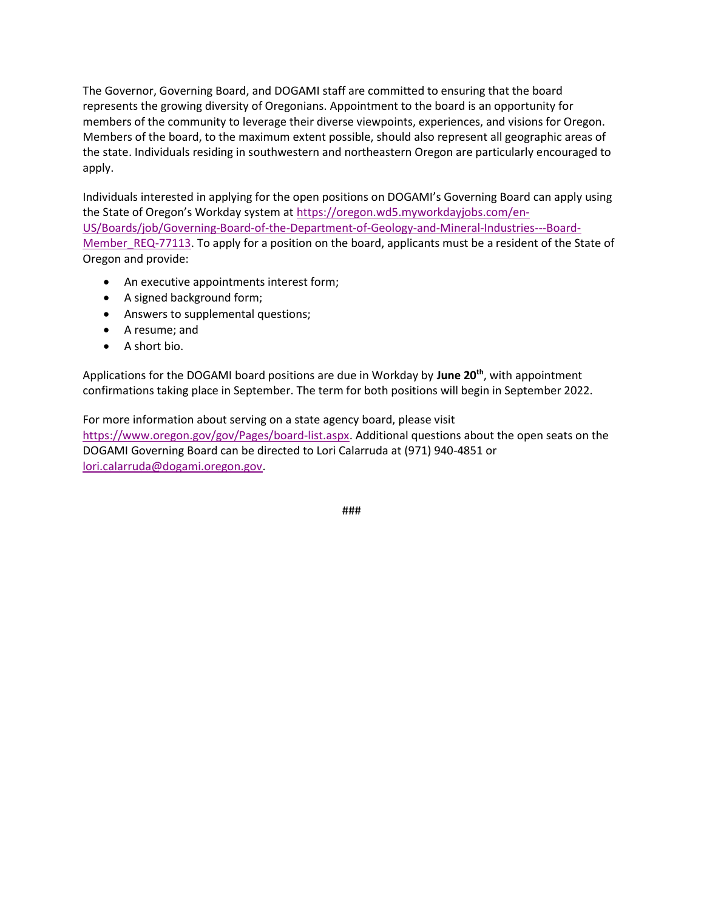The Governor, Governing Board, and DOGAMI staff are committed to ensuring that the board represents the growing diversity of Oregonians. Appointment to the board is an opportunity for members of the community to leverage their diverse viewpoints, experiences, and visions for Oregon. Members of the board, to the maximum extent possible, should also represent all geographic areas of the state. Individuals residing in southwestern and northeastern Oregon are particularly encouraged to apply.

Individuals interested in applying for the open positions on DOGAMI's Governing Board can apply using the State of Oregon's Workday system at https://oregon.wd5.myworkdayjobs.com/en-US/Boards/job/Governing-Board-of-the-Department-of-Geology-and-Mineral-Industries---Board-Member_REQ-77113. To apply for a position on the board, applicants must be a resident of the State of Oregon and provide:

- An executive appointments interest form;
- A signed background form;
- Answers to supplemental questions;
- A resume; and
- A short bio.

Applications for the DOGAMI board positions are due in Workday by **June 20th**, with appointment confirmations taking place in September. The term for both positions will begin in September 2022.

For more information about serving on a state agency board, please visit https://www.oregon.gov/gov/Pages/board-list.aspx. Additional questions about the open seats on the DOGAMI Governing Board can be directed to Lori Calarruda at (971) 940-4851 or lori.calarruda@dogami.oregon.gov.

###